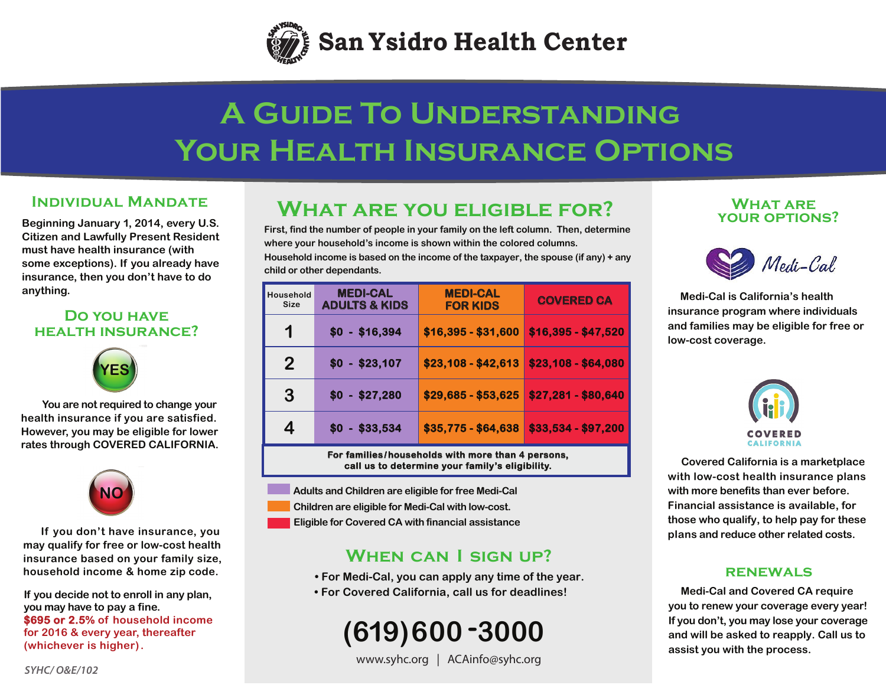# San Ysidro Health Center

# A Guide To Understanding Your Health Insurance Options

## Individual Mandate

**Beginning January 1, 2014, every U.S. Citizen and Lawfully Present Resident must have health insurance (with some exceptions). If you already have insurance, then you don't have to do anything.**

## Do You Have Health Insurance?

**YES**

You are not required to change your health insurance if you are satisfied. However, you may be eligible for lower rates through COVERED CALIFORNIA.

**NO**

If you don't have insurance, you may qualify for free or low-cost health insurance based on your family size, household income & home zip code.

If you decide not to enroll in any plan, you may have to pay a fine.
**$695 or 2.5% of household income for 2016 & every year, thereafter (whichever is higher).**

## What Are You Eligible For?

First, find the number of people in your family on the left column. Then, determine where your household's income is shown within the colored columns.
Household income is based on the income of the taxpayer, the spouse (if any) + any child or other dependants.

| Household Size | MEDI-CAL ADULTS & KIDS | MEDI-CAL FOR KIDS | COVERED CA |
|---|---|---|---|
| 1 | $0 - $16,394 | $16,395 - $31,600 | $16,395 - $47,520 |
| 2 | $0 - $23,107 | $23,108 - $42,613 | $23,108 - $64,080 |
| 3 | $0 - $27,280 | $29,685 - $53,625 | $27,281 - $80,640 |
| 4 | $0 - $33,534 | $35,775 - $64,638 | $33,534 - $97,200 |

**For families/households with more than 4 persons, call us to determine your family's eligibility.**

- Adults and Children are eligible for free Medi-Cal
- Children are eligible for Medi-Cal with low-cost.
- Eligible for Covered CA with financial assistance

## When Can I Sign Up?

- For Medi-Cal, you can apply any time of the year.
- For Covered California, call us for deadlines!

**(619)600-3000**

www.syhc.org | ACAinfo@syhc.org

## What Are Your Options?

Medi-Cal

Medi-Cal is California's health insurance program where individuals and families may be eligible for free or low-cost coverage.

Covered California

Covered California is a marketplace with low-cost health insurance plans with more benefits than ever before. Financial assistance is available, for those who qualify, to help pay for these plans and reduce other related costs.

## Renewals

Medi-Cal and Covered CA require you to renew your coverage every year! If you don't, you may lose your coverage and will be asked to reapply. Call us to assist you with the process.

*SYHC/ O&E/102*